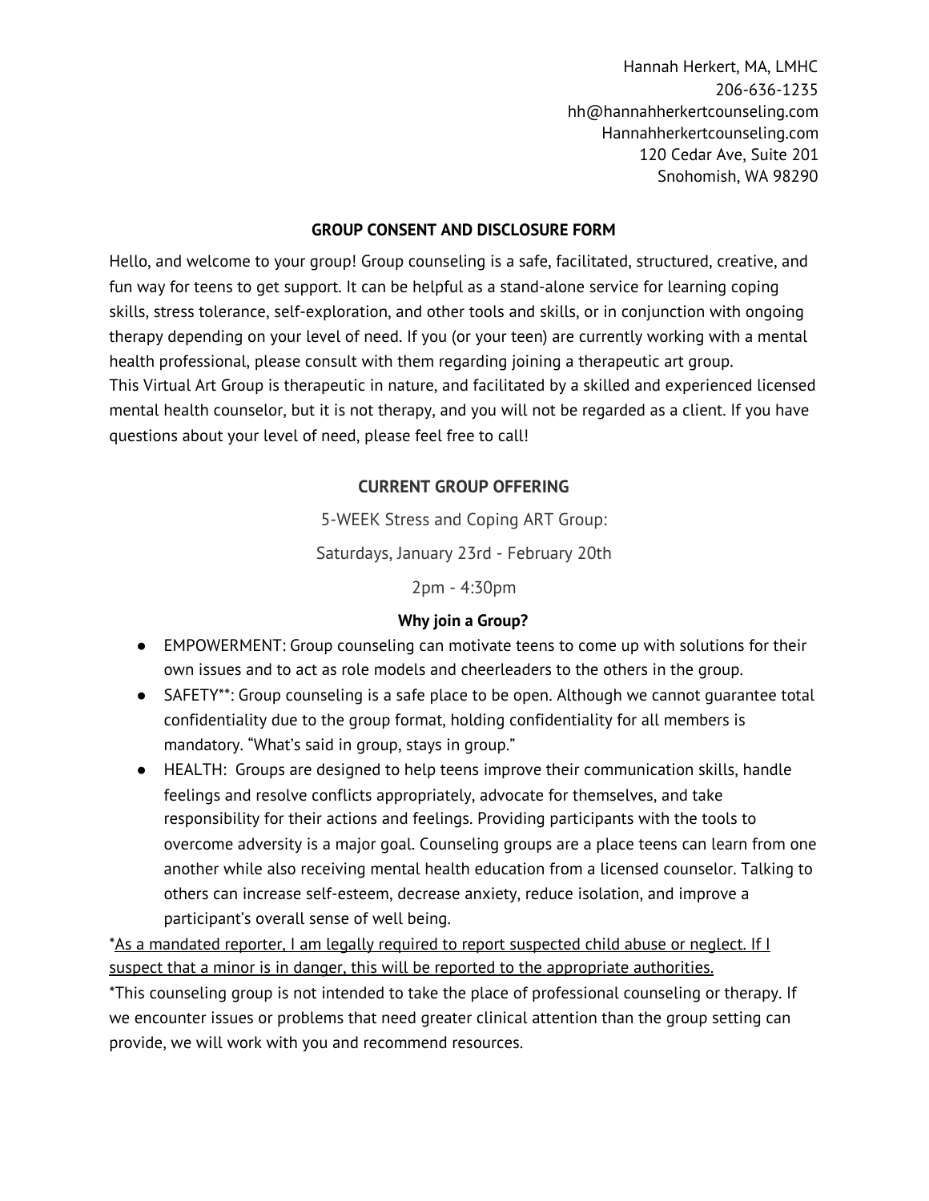Hannah Herkert, MA, LMHC
206-636-1235
hh@hannahherkertcounseling.com
Hannahherkertcounseling.com
120 Cedar Ave, Suite 201
Snohomish, WA 98290

## GROUP CONSENT AND DISCLOSURE FORM

Hello, and welcome to your group! Group counseling is a safe, facilitated, structured, creative, and fun way for teens to get support. It can be helpful as a stand-alone service for learning coping skills, stress tolerance, self-exploration, and other tools and skills, or in conjunction with ongoing therapy depending on your level of need. If you (or your teen) are currently working with a mental health professional, please consult with them regarding joining a therapeutic art group.
This Virtual Art Group is therapeutic in nature, and facilitated by a skilled and experienced licensed mental health counselor, but it is not therapy, and you will not be regarded as a client. If you have questions about your level of need, please feel free to call!

## CURRENT GROUP OFFERING

5-WEEK Stress and Coping ART Group:

Saturdays, January 23rd - February 20th

2pm - 4:30pm

### Why join a Group?

- EMPOWERMENT: Group counseling can motivate teens to come up with solutions for their own issues and to act as role models and cheerleaders to the others in the group.
- SAFETY**: Group counseling is a safe place to be open. Although we cannot guarantee total confidentiality due to the group format, holding confidentiality for all members is mandatory. "What's said in group, stays in group."
- HEALTH: Groups are designed to help teens improve their communication skills, handle feelings and resolve conflicts appropriately, advocate for themselves, and take responsibility for their actions and feelings. Providing participants with the tools to overcome adversity is a major goal. Counseling groups are a place teens can learn from one another while also receiving mental health education from a licensed counselor. Talking to others can increase self-esteem, decrease anxiety, reduce isolation, and improve a participant's overall sense of well being.

*<u>As a mandated reporter, I am legally required to report suspected child abuse or neglect. If I suspect that a minor is in danger, this will be reported to the appropriate authorities.</u>

*This counseling group is not intended to take the place of professional counseling or therapy. If we encounter issues or problems that need greater clinical attention than the group setting can provide, we will work with you and recommend resources.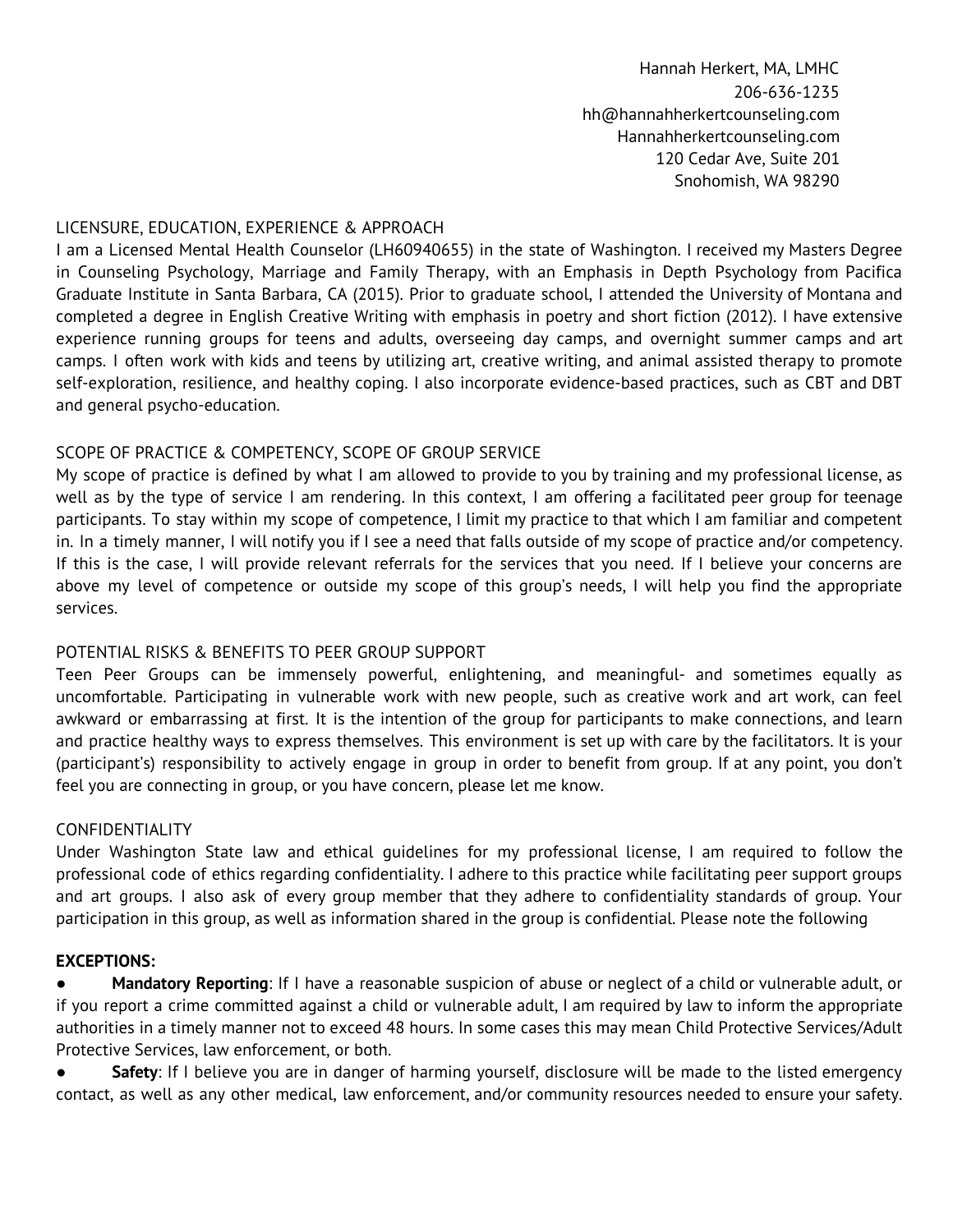Hannah Herkert, MA, LMHC
206-636-1235
hh@hannahherkertcounseling.com
Hannahherkertcounseling.com
120 Cedar Ave, Suite 201
Snohomish, WA 98290

## LICENSURE, EDUCATION, EXPERIENCE & APPROACH

I am a Licensed Mental Health Counselor (LH60940655) in the state of Washington. I received my Masters Degree in Counseling Psychology, Marriage and Family Therapy, with an Emphasis in Depth Psychology from Pacifica Graduate Institute in Santa Barbara, CA (2015). Prior to graduate school, I attended the University of Montana and completed a degree in English Creative Writing with emphasis in poetry and short fiction (2012). I have extensive experience running groups for teens and adults, overseeing day camps, and overnight summer camps and art camps. I often work with kids and teens by utilizing art, creative writing, and animal assisted therapy to promote self-exploration, resilience, and healthy coping. I also incorporate evidence-based practices, such as CBT and DBT and general psycho-education.

## SCOPE OF PRACTICE & COMPETENCY, SCOPE OF GROUP SERVICE

My scope of practice is defined by what I am allowed to provide to you by training and my professional license, as well as by the type of service I am rendering. In this context, I am offering a facilitated peer group for teenage participants. To stay within my scope of competence, I limit my practice to that which I am familiar and competent in. In a timely manner, I will notify you if I see a need that falls outside of my scope of practice and/or competency. If this is the case, I will provide relevant referrals for the services that you need. If I believe your concerns are above my level of competence or outside my scope of this group's needs, I will help you find the appropriate services.

## POTENTIAL RISKS & BENEFITS TO PEER GROUP SUPPORT

Teen Peer Groups can be immensely powerful, enlightening, and meaningful- and sometimes equally as uncomfortable. Participating in vulnerable work with new people, such as creative work and art work, can feel awkward or embarrassing at first. It is the intention of the group for participants to make connections, and learn and practice healthy ways to express themselves. This environment is set up with care by the facilitators. It is your (participant's) responsibility to actively engage in group in order to benefit from group. If at any point, you don't feel you are connecting in group, or you have concern, please let me know.

## CONFIDENTIALITY

Under Washington State law and ethical guidelines for my professional license, I am required to follow the professional code of ethics regarding confidentiality. I adhere to this practice while facilitating peer support groups and art groups. I also ask of every group member that they adhere to confidentiality standards of group. Your participation in this group, as well as information shared in the group is confidential. Please note the following

**EXCEPTIONS:**

- **Mandatory Reporting**: If I have a reasonable suspicion of abuse or neglect of a child or vulnerable adult, or if you report a crime committed against a child or vulnerable adult, I am required by law to inform the appropriate authorities in a timely manner not to exceed 48 hours. In some cases this may mean Child Protective Services/Adult Protective Services, law enforcement, or both.
- **Safety**: If I believe you are in danger of harming yourself, disclosure will be made to the listed emergency contact, as well as any other medical, law enforcement, and/or community resources needed to ensure your safety.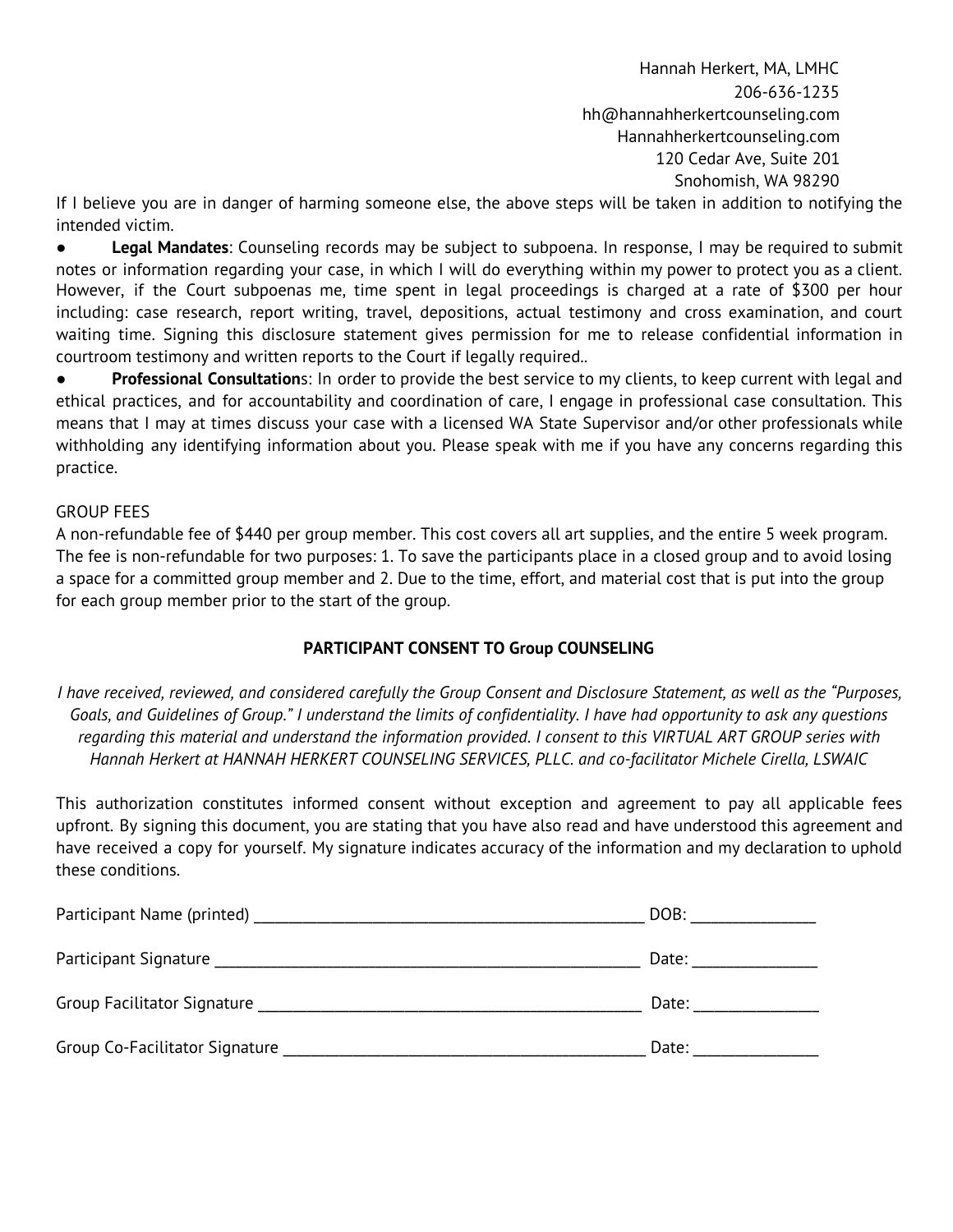Hannah Herkert, MA, LMHC
206-636-1235
hh@hannahherkertcounseling.com
Hannahherkertcounseling.com
120 Cedar Ave, Suite 201
Snohomish, WA 98290

If I believe you are in danger of harming someone else, the above steps will be taken in addition to notifying the intended victim.

- **Legal Mandates**: Counseling records may be subject to subpoena. In response, I may be required to submit notes or information regarding your case, in which I will do everything within my power to protect you as a client. However, if the Court subpoenas me, time spent in legal proceedings is charged at a rate of $300 per hour including: case research, report writing, travel, depositions, actual testimony and cross examination, and court waiting time. Signing this disclosure statement gives permission for me to release confidential information in courtroom testimony and written reports to the Court if legally required..
- **Professional Consultations**: In order to provide the best service to my clients, to keep current with legal and ethical practices, and for accountability and coordination of care, I engage in professional case consultation. This means that I may at times discuss your case with a licensed WA State Supervisor and/or other professionals while withholding any identifying information about you. Please speak with me if you have any concerns regarding this practice.

GROUP FEES

A non-refundable fee of $440 per group member. This cost covers all art supplies, and the entire 5 week program. The fee is non-refundable for two purposes: 1. To save the participants place in a closed group and to avoid losing a space for a committed group member and 2. Due to the time, effort, and material cost that is put into the group for each group member prior to the start of the group.

**PARTICIPANT CONSENT TO Group COUNSELING**

*I have received, reviewed, and considered carefully the Group Consent and Disclosure Statement, as well as the "Purposes, Goals, and Guidelines of Group." I understand the limits of confidentiality. I have had opportunity to ask any questions regarding this material and understand the information provided. I consent to this VIRTUAL ART GROUP series with Hannah Herkert at HANNAH HERKERT COUNSELING SERVICES, PLLC. and co-facilitator Michele Cirella, LSWAIC*

This authorization constitutes informed consent without exception and agreement to pay all applicable fees upfront. By signing this document, you are stating that you have also read and have understood this agreement and have received a copy for yourself. My signature indicates accuracy of the information and my declaration to uphold these conditions.

Participant Name (printed) _______________________________________________ DOB: _______________

Participant Signature ___________________________________________________ Date: _______________

Group Facilitator Signature _______________________________________________ Date: _______________

Group Co-Facilitator Signature ____________________________________________ Date: _______________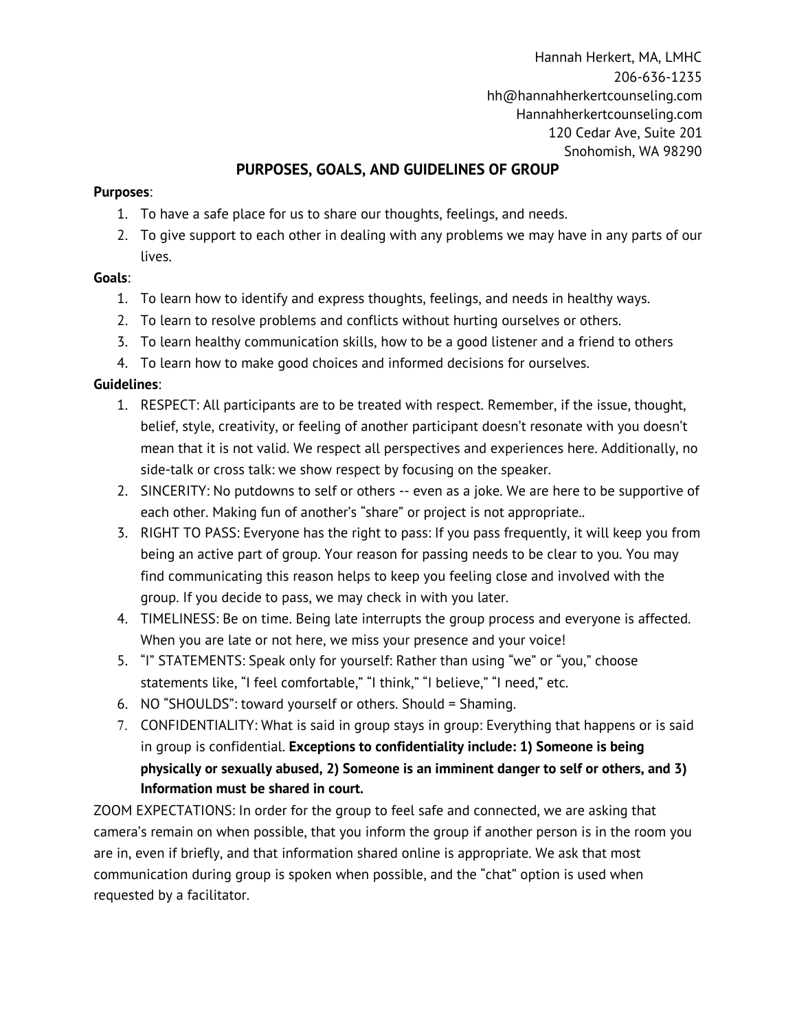Hannah Herkert, MA, LMHC
206-636-1235
hh@hannahherkertcounseling.com
Hannahherkertcounseling.com
120 Cedar Ave, Suite 201
Snohomish, WA 98290

## PURPOSES, GOALS, AND GUIDELINES OF GROUP

**Purposes**:

1. To have a safe place for us to share our thoughts, feelings, and needs.
2. To give support to each other in dealing with any problems we may have in any parts of our lives.

**Goals**:

1. To learn how to identify and express thoughts, feelings, and needs in healthy ways.
2. To learn to resolve problems and conflicts without hurting ourselves or others.
3. To learn healthy communication skills, how to be a good listener and a friend to others
4. To learn how to make good choices and informed decisions for ourselves.

**Guidelines**:

1. RESPECT: All participants are to be treated with respect. Remember, if the issue, thought, belief, style, creativity, or feeling of another participant doesn't resonate with you doesn't mean that it is not valid. We respect all perspectives and experiences here. Additionally, no side-talk or cross talk: we show respect by focusing on the speaker.
2. SINCERITY: No putdowns to self or others -- even as a joke. We are here to be supportive of each other. Making fun of another's "share" or project is not appropriate..
3. RIGHT TO PASS: Everyone has the right to pass: If you pass frequently, it will keep you from being an active part of group. Your reason for passing needs to be clear to you. You may find communicating this reason helps to keep you feeling close and involved with the group. If you decide to pass, we may check in with you later.
4. TIMELINESS: Be on time. Being late interrupts the group process and everyone is affected. When you are late or not here, we miss your presence and your voice!
5. "I" STATEMENTS: Speak only for yourself: Rather than using "we" or "you," choose statements like, "I feel comfortable," "I think," "I believe," "I need," etc.
6. NO "SHOULDS": toward yourself or others. Should = Shaming.
7. CONFIDENTIALITY: What is said in group stays in group: Everything that happens or is said in group is confidential. **Exceptions to confidentiality include: 1) Someone is being physically or sexually abused, 2) Someone is an imminent danger to self or others, and 3) Information must be shared in court.**

ZOOM EXPECTATIONS: In order for the group to feel safe and connected, we are asking that camera's remain on when possible, that you inform the group if another person is in the room you are in, even if briefly, and that information shared online is appropriate. We ask that most communication during group is spoken when possible, and the "chat" option is used when requested by a facilitator.